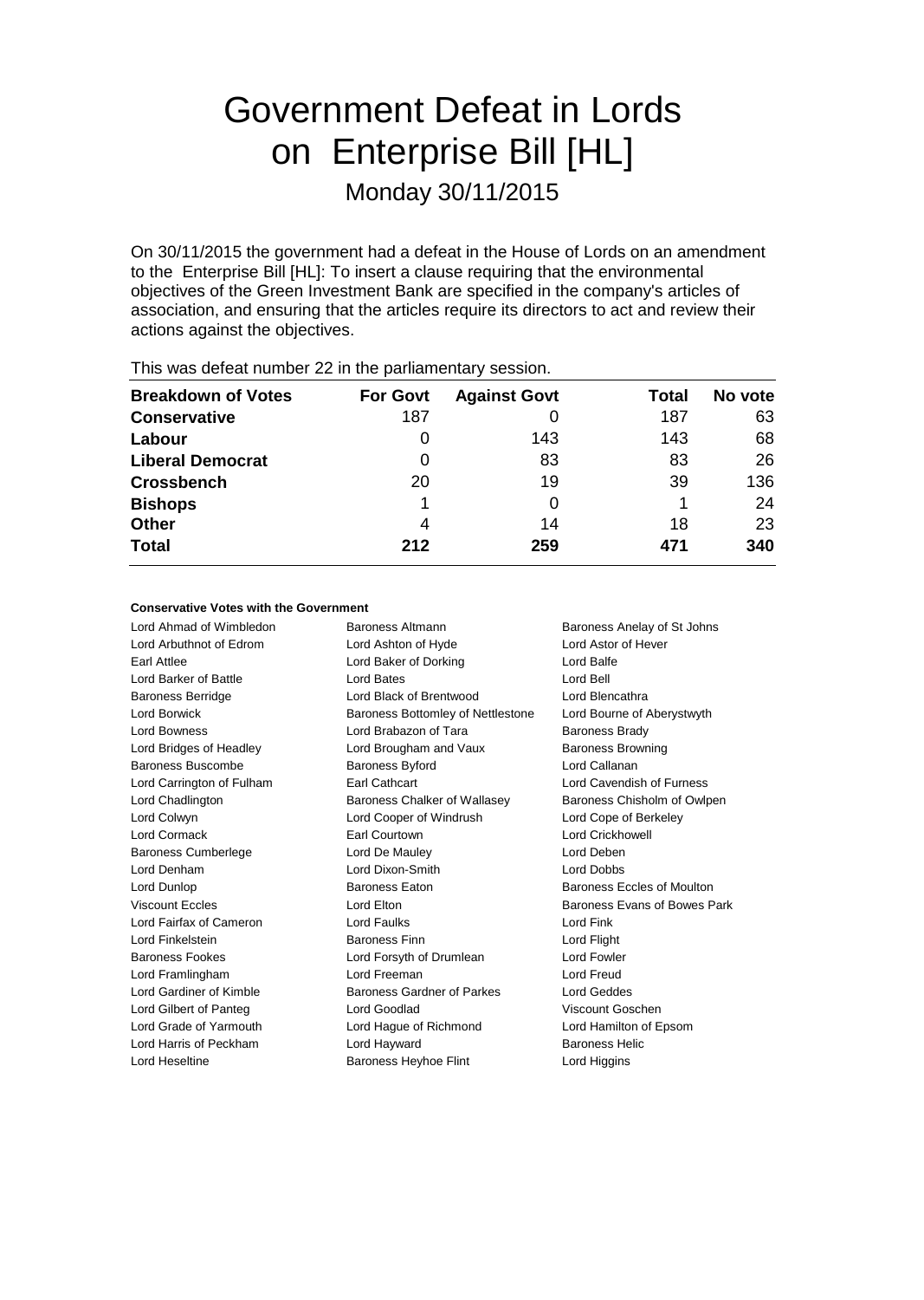# Government Defeat in Lords on Enterprise Bill [HL]

Monday 30/11/2015

On 30/11/2015 the government had a defeat in the House of Lords on an amendment to the Enterprise Bill [HL]: To insert a clause requiring that the environmental objectives of the Green Investment Bank are specified in the company's articles of association, and ensuring that the articles require its directors to act and review their actions against the objectives.

This was defeat number 22 in the parliamentary session.

| Breakdown of Votes | For Govt | Against Govt | Total | No vote |
| --- | --- | --- | --- | --- |
| **Conservative** | 187 | 0 | 187 | 63 |
| **Labour** | 0 | 143 | 143 | 68 |
| **Liberal Democrat** | 0 | 83 | 83 | 26 |
| **Crossbench** | 20 | 19 | 39 | 136 |
| **Bishops** | 1 | 0 | 1 | 24 |
| **Other** | 4 | 14 | 18 | 23 |
| **Total** | **212** | **259** | **471** | **340** |

**Conservative Votes with the Government**

Lord Ahmad of Wimbledon
Baroness Altmann
Baroness Anelay of St Johns
Lord Arbuthnot of Edrom
Lord Ashton of Hyde
Lord Astor of Hever
Earl Attlee
Lord Baker of Dorking
Lord Balfe
Lord Barker of Battle
Lord Bates
Lord Bell
Baroness Berridge
Lord Black of Brentwood
Lord Blencathra
Lord Borwick
Baroness Bottomley of Nettlestone
Lord Bourne of Aberystwyth
Lord Bowness
Lord Brabazon of Tara
Baroness Brady
Lord Bridges of Headley
Lord Brougham and Vaux
Baroness Browning
Baroness Buscombe
Baroness Byford
Lord Callanan
Lord Carrington of Fulham
Earl Cathcart
Lord Cavendish of Furness
Lord Chadlington
Baroness Chalker of Wallasey
Baroness Chisholm of Owlpen
Lord Colwyn
Lord Cooper of Windrush
Lord Cope of Berkeley
Lord Cormack
Earl Courtown
Lord Crickhowell
Baroness Cumberlege
Lord De Mauley
Lord Deben
Lord Denham
Lord Dixon-Smith
Lord Dobbs
Lord Dunlop
Baroness Eaton
Baroness Eccles of Moulton
Viscount Eccles
Lord Elton
Baroness Evans of Bowes Park
Lord Fairfax of Cameron
Lord Faulks
Lord Fink
Lord Finkelstein
Baroness Finn
Lord Flight
Baroness Fookes
Lord Forsyth of Drumlean
Lord Fowler
Lord Framlingham
Lord Freeman
Lord Freud
Lord Gardiner of Kimble
Baroness Gardner of Parkes
Lord Geddes
Lord Gilbert of Panteg
Lord Goodlad
Viscount Goschen
Lord Grade of Yarmouth
Lord Hague of Richmond
Lord Hamilton of Epsom
Lord Harris of Peckham
Lord Hayward
Baroness Helic
Lord Heseltine
Baroness Heyhoe Flint
Lord Higgins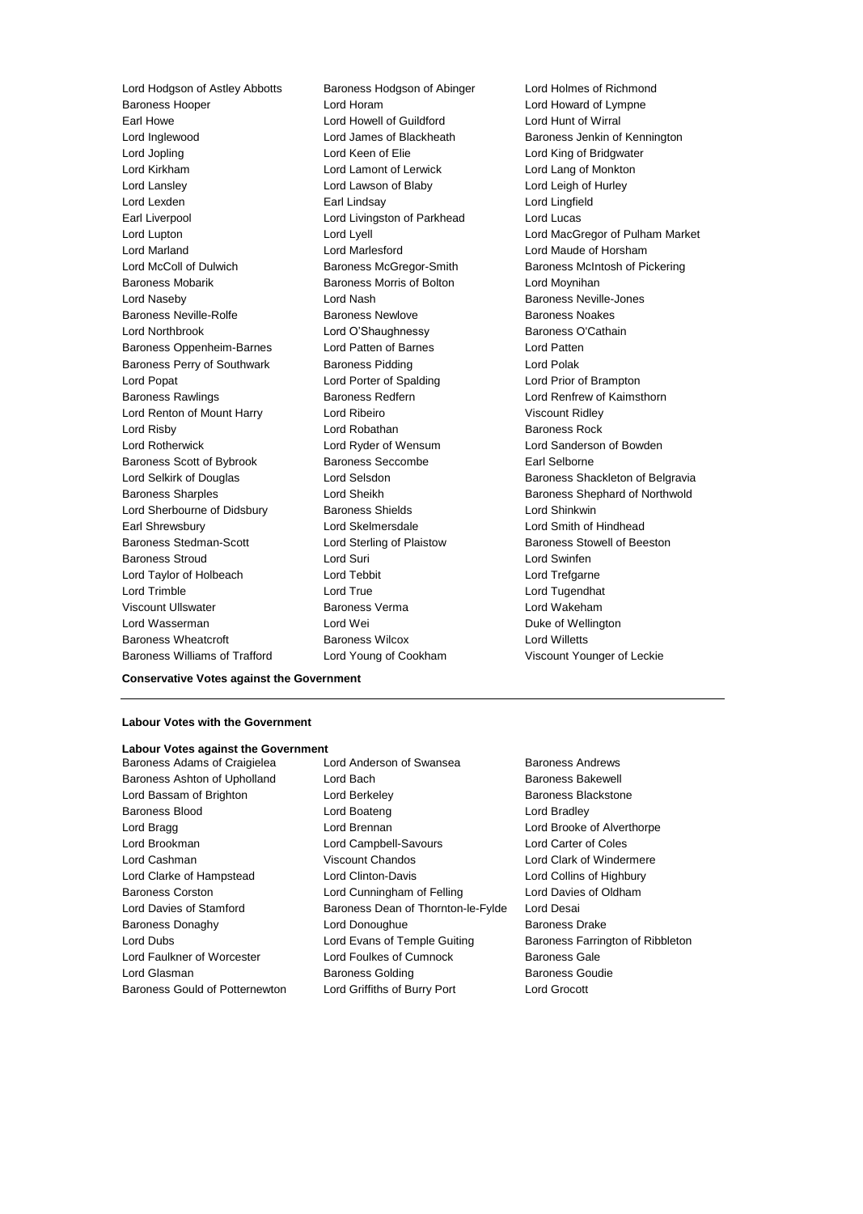Lord Hodgson of Astley Abbotts
Baroness Hodgson of Abinger
Lord Holmes of Richmond
Baroness Hooper
Lord Horam
Lord Howard of Lympne
Earl Howe
Lord Howell of Guildford
Lord Hunt of Wirral
Lord Inglewood
Lord James of Blackheath
Baroness Jenkin of Kennington
Lord Jopling
Lord Keen of Elie
Lord King of Bridgwater
Lord Kirkham
Lord Lamont of Lerwick
Lord Lang of Monkton
Lord Lansley
Lord Lawson of Blaby
Lord Leigh of Hurley
Lord Lexden
Earl Lindsay
Lord Lingfield
Earl Liverpool
Lord Livingston of Parkhead
Lord Lucas
Lord Lupton
Lord Lyell
Lord MacGregor of Pulham Market
Lord Marland
Lord Marlesford
Lord Maude of Horsham
Lord McColl of Dulwich
Baroness McGregor-Smith
Baroness McIntosh of Pickering
Baroness Mobarik
Baroness Morris of Bolton
Lord Moynihan
Lord Naseby
Lord Nash
Baroness Neville-Jones
Baroness Neville-Rolfe
Baroness Newlove
Baroness Noakes
Lord Northbrook
Lord O'Shaughnessy
Baroness O'Cathain
Baroness Oppenheim-Barnes
Lord Patten of Barnes
Lord Patten
Baroness Perry of Southwark
Baroness Pidding
Lord Polak
Lord Popat
Lord Porter of Spalding
Lord Prior of Brampton
Baroness Rawlings
Baroness Redfern
Lord Renfrew of Kaimsthorn
Lord Renton of Mount Harry
Lord Ribeiro
Viscount Ridley
Lord Risby
Lord Robathan
Baroness Rock
Lord Rotherwick
Lord Ryder of Wensum
Lord Sanderson of Bowden
Baroness Scott of Bybrook
Baroness Seccombe
Earl Selborne
Lord Selkirk of Douglas
Lord Selsdon
Baroness Shackleton of Belgravia
Baroness Sharples
Lord Sheikh
Baroness Shephard of Northwold
Lord Sherbourne of Didsbury
Baroness Shields
Lord Shinkwin
Earl Shrewsbury
Lord Skelmersdale
Lord Smith of Hindhead
Baroness Stedman-Scott
Lord Sterling of Plaistow
Baroness Stowell of Beeston
Baroness Stroud
Lord Suri
Lord Swinfen
Lord Taylor of Holbeach
Lord Tebbit
Lord Trefgarne
Lord Trimble
Lord True
Lord Tugendhat
Viscount Ullswater
Baroness Verma
Lord Wakeham
Lord Wasserman
Lord Wei
Duke of Wellington
Baroness Wheatcroft
Baroness Wilcox
Lord Willetts
Baroness Williams of Trafford
Lord Young of Cookham
Viscount Younger of Leckie

**Conservative Votes against the Government**

---

**Labour Votes with the Government**

**Labour Votes against the Government**

Baroness Adams of Craigielea
Lord Anderson of Swansea
Baroness Andrews
Baroness Ashton of Upholland
Lord Bach
Baroness Bakewell
Lord Bassam of Brighton
Lord Berkeley
Baroness Blackstone
Baroness Blood
Lord Boateng
Lord Bradley
Lord Bragg
Lord Brennan
Lord Brooke of Alverthorpe
Lord Brookman
Lord Campbell-Savours
Lord Carter of Coles
Lord Cashman
Viscount Chandos
Lord Clark of Windermere
Lord Clarke of Hampstead
Lord Clinton-Davis
Lord Collins of Highbury
Baroness Corston
Lord Cunningham of Felling
Lord Davies of Oldham
Lord Davies of Stamford
Baroness Dean of Thornton-le-Fylde
Lord Desai
Baroness Donaghy
Lord Donoughue
Baroness Drake
Lord Dubs
Lord Evans of Temple Guiting
Baroness Farrington of Ribbleton
Lord Faulkner of Worcester
Lord Foulkes of Cumnock
Baroness Gale
Lord Glasman
Baroness Golding
Baroness Goudie
Baroness Gould of Potternewton
Lord Griffiths of Burry Port
Lord Grocott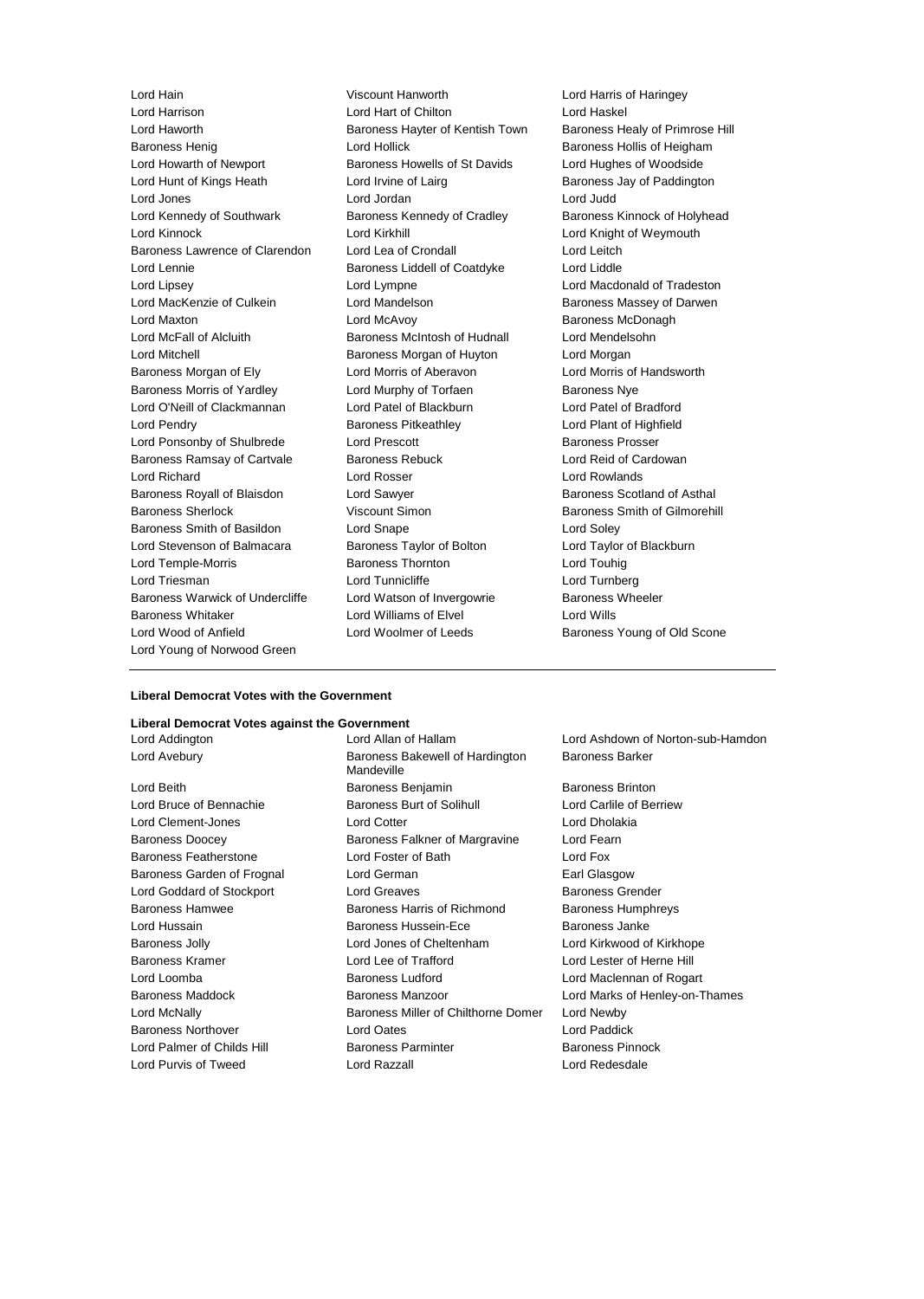Lord Hain
Viscount Hanworth
Lord Harris of Haringey
Lord Harrison
Lord Hart of Chilton
Lord Haskel
Lord Haworth
Baroness Hayter of Kentish Town
Baroness Healy of Primrose Hill
Baroness Henig
Lord Hollick
Baroness Hollis of Heigham
Lord Howarth of Newport
Baroness Howells of St Davids
Lord Hughes of Woodside
Lord Hunt of Kings Heath
Lord Irvine of Lairg
Baroness Jay of Paddington
Lord Jones
Lord Jordan
Lord Judd
Lord Kennedy of Southwark
Baroness Kennedy of Cradley
Baroness Kinnock of Holyhead
Lord Kinnock
Lord Kirkhill
Lord Knight of Weymouth
Baroness Lawrence of Clarendon
Lord Lea of Crondall
Lord Leitch
Lord Lennie
Baroness Liddell of Coatdyke
Lord Liddle
Lord Lipsey
Lord Lympne
Lord Macdonald of Tradeston
Lord MacKenzie of Culkein
Lord Mandelson
Baroness Massey of Darwen
Lord Maxton
Lord McAvoy
Baroness McDonagh
Lord McFall of Alcluith
Baroness McIntosh of Hudnall
Lord Mendelsohn
Lord Mitchell
Baroness Morgan of Huyton
Lord Morgan
Baroness Morgan of Ely
Lord Morris of Aberavon
Lord Morris of Handsworth
Baroness Morris of Yardley
Lord Murphy of Torfaen
Baroness Nye
Lord O'Neill of Clackmannan
Lord Patel of Blackburn
Lord Patel of Bradford
Lord Pendry
Baroness Pitkeathley
Lord Plant of Highfield
Lord Ponsonby of Shulbrede
Lord Prescott
Baroness Prosser
Baroness Ramsay of Cartvale
Baroness Rebuck
Lord Reid of Cardowan
Lord Richard
Lord Rosser
Lord Rowlands
Baroness Royall of Blaisdon
Lord Sawyer
Baroness Scotland of Asthal
Baroness Sherlock
Viscount Simon
Baroness Smith of Gilmorehill
Baroness Smith of Basildon
Lord Snape
Lord Soley
Lord Stevenson of Balmacara
Baroness Taylor of Bolton
Lord Taylor of Blackburn
Lord Temple-Morris
Baroness Thornton
Lord Touhig
Lord Triesman
Lord Tunnicliffe
Lord Turnberg
Baroness Warwick of Undercliffe
Lord Watson of Invergowrie
Baroness Wheeler
Baroness Whitaker
Lord Williams of Elvel
Lord Wills
Lord Wood of Anfield
Lord Woolmer of Leeds
Baroness Young of Old Scone
Lord Young of Norwood Green

---

**Liberal Democrat Votes with the Government**

**Liberal Democrat Votes against the Government**

Lord Addington
Lord Allan of Hallam
Lord Ashdown of Norton-sub-Hamdon
Lord Avebury
Baroness Bakewell of Hardington Mandeville
Baroness Barker
Lord Beith
Baroness Benjamin
Baroness Brinton
Lord Bruce of Bennachie
Baroness Burt of Solihull
Lord Carlile of Berriew
Lord Clement-Jones
Lord Cotter
Lord Dholakia
Baroness Doocey
Baroness Falkner of Margravine
Lord Fearn
Baroness Featherstone
Lord Foster of Bath
Lord Fox
Baroness Garden of Frognal
Lord German
Earl Glasgow
Lord Goddard of Stockport
Lord Greaves
Baroness Grender
Baroness Hamwee
Baroness Harris of Richmond
Baroness Humphreys
Lord Hussain
Baroness Hussein-Ece
Baroness Janke
Baroness Jolly
Lord Jones of Cheltenham
Lord Kirkwood of Kirkhope
Baroness Kramer
Lord Lee of Trafford
Lord Lester of Herne Hill
Lord Loomba
Baroness Ludford
Lord Maclennan of Rogart
Baroness Maddock
Baroness Manzoor
Lord Marks of Henley-on-Thames
Lord McNally
Baroness Miller of Chilthorne Domer
Lord Newby
Baroness Northover
Lord Oates
Lord Paddick
Lord Palmer of Childs Hill
Baroness Parminter
Baroness Pinnock
Lord Purvis of Tweed
Lord Razzall
Lord Redesdale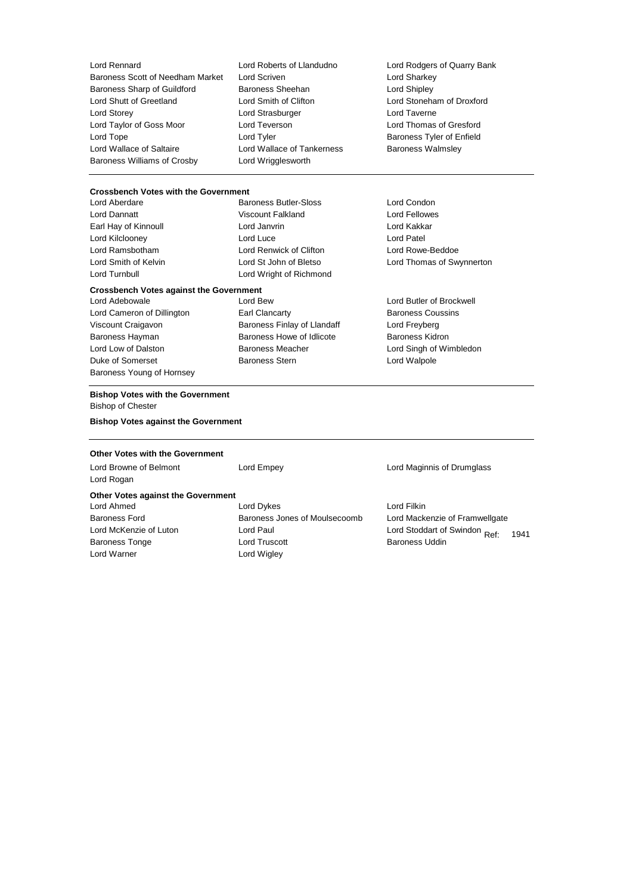Lord Rennard
Lord Roberts of Llandudno
Lord Rodgers of Quarry Bank
Baroness Scott of Needham Market
Lord Scriven
Lord Sharkey
Baroness Sharp of Guildford
Baroness Sheehan
Lord Shipley
Lord Shutt of Greetland
Lord Smith of Clifton
Lord Stoneham of Droxford
Lord Storey
Lord Strasburger
Lord Taverne
Lord Taylor of Goss Moor
Lord Teverson
Lord Thomas of Gresford
Lord Tope
Lord Tyler
Baroness Tyler of Enfield
Lord Wallace of Saltaire
Lord Wallace of Tankerness
Baroness Walmsley
Baroness Williams of Crosby
Lord Wrigglesworth

**Crossbench Votes with the Government**

Lord Aberdare
Baroness Butler-Sloss
Lord Condon
Lord Dannatt
Viscount Falkland
Lord Fellowes
Earl Hay of Kinnoull
Lord Janvrin
Lord Kakkar
Lord Kilclooney
Lord Luce
Lord Patel
Lord Ramsbotham
Lord Renwick of Clifton
Lord Rowe-Beddoe
Lord Smith of Kelvin
Lord St John of Bletso
Lord Thomas of Swynnerton
Lord Turnbull
Lord Wright of Richmond

**Crossbench Votes against the Government**

Lord Adebowale
Lord Bew
Lord Butler of Brockwell
Lord Cameron of Dillington
Earl Clancarty
Baroness Coussins
Viscount Craigavon
Baroness Finlay of Llandaff
Lord Freyberg
Baroness Hayman
Baroness Howe of Idlicote
Baroness Kidron
Lord Low of Dalston
Baroness Meacher
Lord Singh of Wimbledon
Duke of Somerset
Baroness Stern
Lord Walpole
Baroness Young of Hornsey

**Bishop Votes with the Government**

Bishop of Chester

**Bishop Votes against the Government**

**Other Votes with the Government**

Lord Browne of Belmont
Lord Empey
Lord Maginnis of Drumglass
Lord Rogan

**Other Votes against the Government**

Lord Ahmed
Lord Dykes
Lord Filkin
Baroness Ford
Baroness Jones of Moulsecoomb
Lord Mackenzie of Framwellgate
Lord McKenzie of Luton
Lord Paul
Lord Stoddart of Swindon
Baroness Tonge
Lord Truscott
Baroness Uddin
Lord Warner
Lord Wigley

Ref: 1941